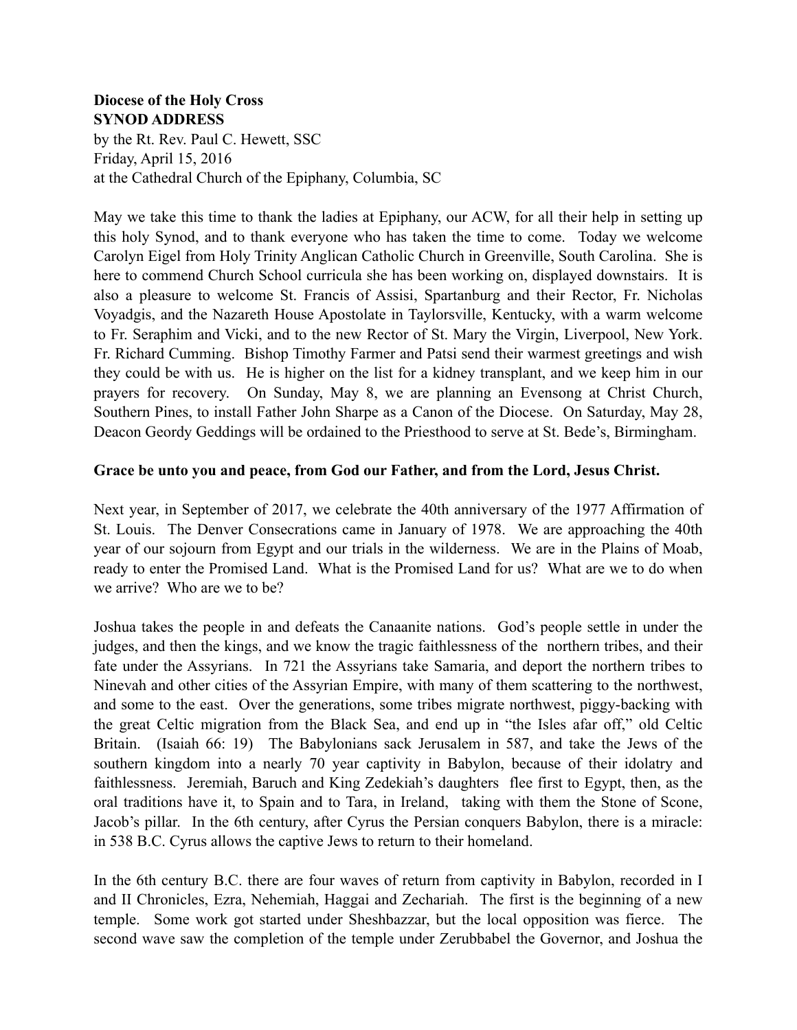**Diocese of the Holy Cross**
**SYNOD ADDRESS**
by the Rt. Rev. Paul C. Hewett, SSC
Friday, April 15, 2016
at the Cathedral Church of the Epiphany, Columbia, SC

May we take this time to thank the ladies at Epiphany, our ACW, for all their help in setting up this holy Synod, and to thank everyone who has taken the time to come. Today we welcome Carolyn Eigel from Holy Trinity Anglican Catholic Church in Greenville, South Carolina. She is here to commend Church School curricula she has been working on, displayed downstairs. It is also a pleasure to welcome St. Francis of Assisi, Spartanburg and their Rector, Fr. Nicholas Voyadgis, and the Nazareth House Apostolate in Taylorsville, Kentucky, with a warm welcome to Fr. Seraphim and Vicki, and to the new Rector of St. Mary the Virgin, Liverpool, New York. Fr. Richard Cumming. Bishop Timothy Farmer and Patsi send their warmest greetings and wish they could be with us. He is higher on the list for a kidney transplant, and we keep him in our prayers for recovery. On Sunday, May 8, we are planning an Evensong at Christ Church, Southern Pines, to install Father John Sharpe as a Canon of the Diocese. On Saturday, May 28, Deacon Geordy Geddings will be ordained to the Priesthood to serve at St. Bede's, Birmingham.

**Grace be unto you and peace, from God our Father, and from the Lord, Jesus Christ.**

Next year, in September of 2017, we celebrate the 40th anniversary of the 1977 Affirmation of St. Louis. The Denver Consecrations came in January of 1978. We are approaching the 40th year of our sojourn from Egypt and our trials in the wilderness. We are in the Plains of Moab, ready to enter the Promised Land. What is the Promised Land for us? What are we to do when we arrive? Who are we to be?

Joshua takes the people in and defeats the Canaanite nations. God's people settle in under the judges, and then the kings, and we know the tragic faithlessness of the northern tribes, and their fate under the Assyrians. In 721 the Assyrians take Samaria, and deport the northern tribes to Nineveh and other cities of the Assyrian Empire, with many of them scattering to the northwest, and some to the east. Over the generations, some tribes migrate northwest, piggy-backing with the great Celtic migration from the Black Sea, and end up in "the Isles afar off," old Celtic Britain. (Isaiah 66: 19) The Babylonians sack Jerusalem in 587, and take the Jews of the southern kingdom into a nearly 70 year captivity in Babylon, because of their idolatry and faithlessness. Jeremiah, Baruch and King Zedekiah's daughters flee first to Egypt, then, as the oral traditions have it, to Spain and to Tara, in Ireland, taking with them the Stone of Scone, Jacob's pillar. In the 6th century, after Cyrus the Persian conquers Babylon, there is a miracle: in 538 B.C. Cyrus allows the captive Jews to return to their homeland.

In the 6th century B.C. there are four waves of return from captivity in Babylon, recorded in I and II Chronicles, Ezra, Nehemiah, Haggai and Zechariah. The first is the beginning of a new temple. Some work got started under Sheshbazzar, but the local opposition was fierce. The second wave saw the completion of the temple under Zerubbabel the Governor, and Joshua the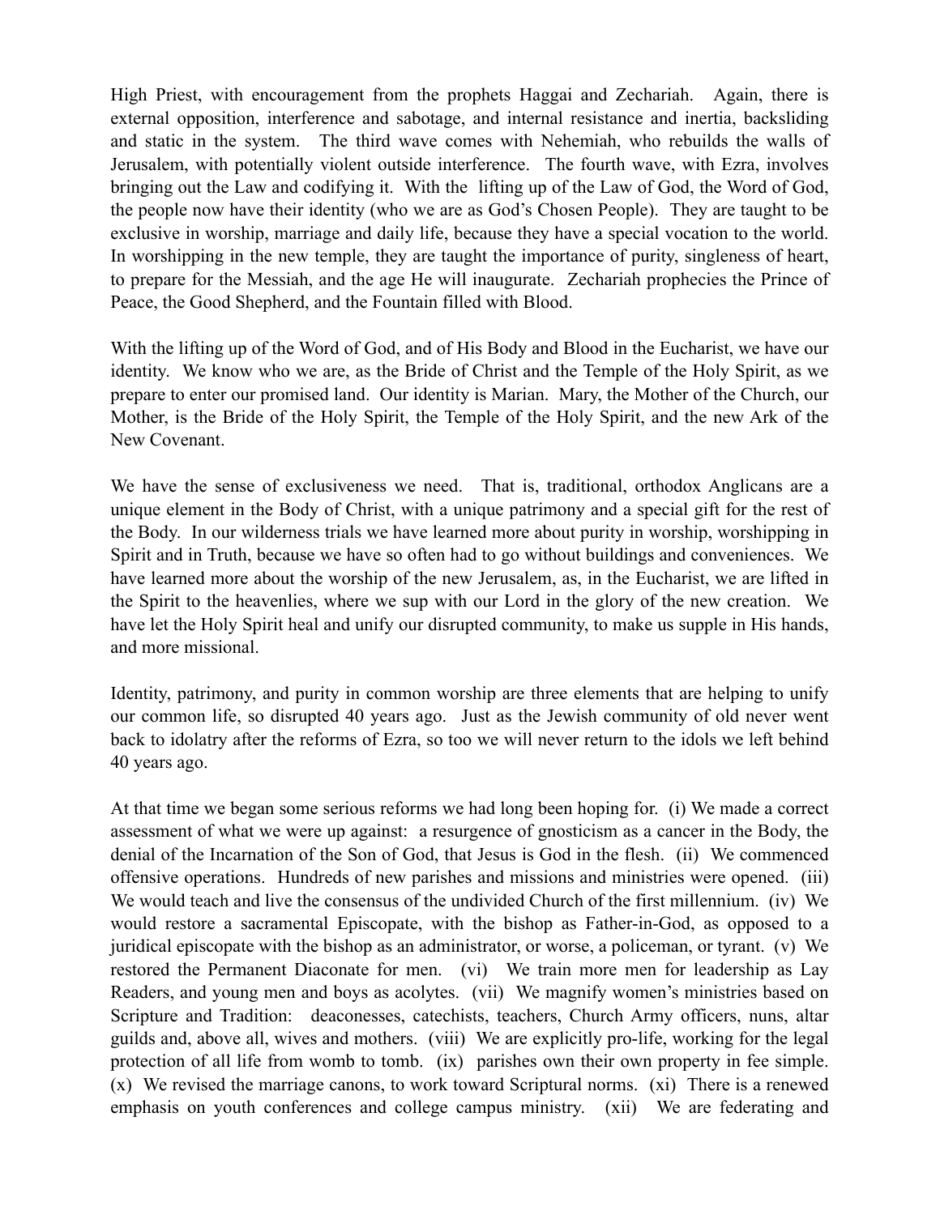High Priest, with encouragement from the prophets Haggai and Zechariah. Again, there is external opposition, interference and sabotage, and internal resistance and inertia, backsliding and static in the system. The third wave comes with Nehemiah, who rebuilds the walls of Jerusalem, with potentially violent outside interference. The fourth wave, with Ezra, involves bringing out the Law and codifying it. With the lifting up of the Law of God, the Word of God, the people now have their identity (who we are as God's Chosen People). They are taught to be exclusive in worship, marriage and daily life, because they have a special vocation to the world. In worshipping in the new temple, they are taught the importance of purity, singleness of heart, to prepare for the Messiah, and the age He will inaugurate. Zechariah prophecies the Prince of Peace, the Good Shepherd, and the Fountain filled with Blood.

With the lifting up of the Word of God, and of His Body and Blood in the Eucharist, we have our identity. We know who we are, as the Bride of Christ and the Temple of the Holy Spirit, as we prepare to enter our promised land. Our identity is Marian. Mary, the Mother of the Church, our Mother, is the Bride of the Holy Spirit, the Temple of the Holy Spirit, and the new Ark of the New Covenant.

We have the sense of exclusiveness we need. That is, traditional, orthodox Anglicans are a unique element in the Body of Christ, with a unique patrimony and a special gift for the rest of the Body. In our wilderness trials we have learned more about purity in worship, worshipping in Spirit and in Truth, because we have so often had to go without buildings and conveniences. We have learned more about the worship of the new Jerusalem, as, in the Eucharist, we are lifted in the Spirit to the heavenlies, where we sup with our Lord in the glory of the new creation. We have let the Holy Spirit heal and unify our disrupted community, to make us supple in His hands, and more missional.

Identity, patrimony, and purity in common worship are three elements that are helping to unify our common life, so disrupted 40 years ago. Just as the Jewish community of old never went back to idolatry after the reforms of Ezra, so too we will never return to the idols we left behind 40 years ago.

At that time we began some serious reforms we had long been hoping for. (i) We made a correct assessment of what we were up against: a resurgence of gnosticism as a cancer in the Body, the denial of the Incarnation of the Son of God, that Jesus is God in the flesh. (ii) We commenced offensive operations. Hundreds of new parishes and missions and ministries were opened. (iii) We would teach and live the consensus of the undivided Church of the first millennium. (iv) We would restore a sacramental Episcopate, with the bishop as Father-in-God, as opposed to a juridical episcopate with the bishop as an administrator, or worse, a policeman, or tyrant. (v) We restored the Permanent Diaconate for men. (vi) We train more men for leadership as Lay Readers, and young men and boys as acolytes. (vii) We magnify women's ministries based on Scripture and Tradition: deaconesses, catechists, teachers, Church Army officers, nuns, altar guilds and, above all, wives and mothers. (viii) We are explicitly pro-life, working for the legal protection of all life from womb to tomb. (ix) parishes own their own property in fee simple. (x) We revised the marriage canons, to work toward Scriptural norms. (xi) There is a renewed emphasis on youth conferences and college campus ministry. (xii) We are federating and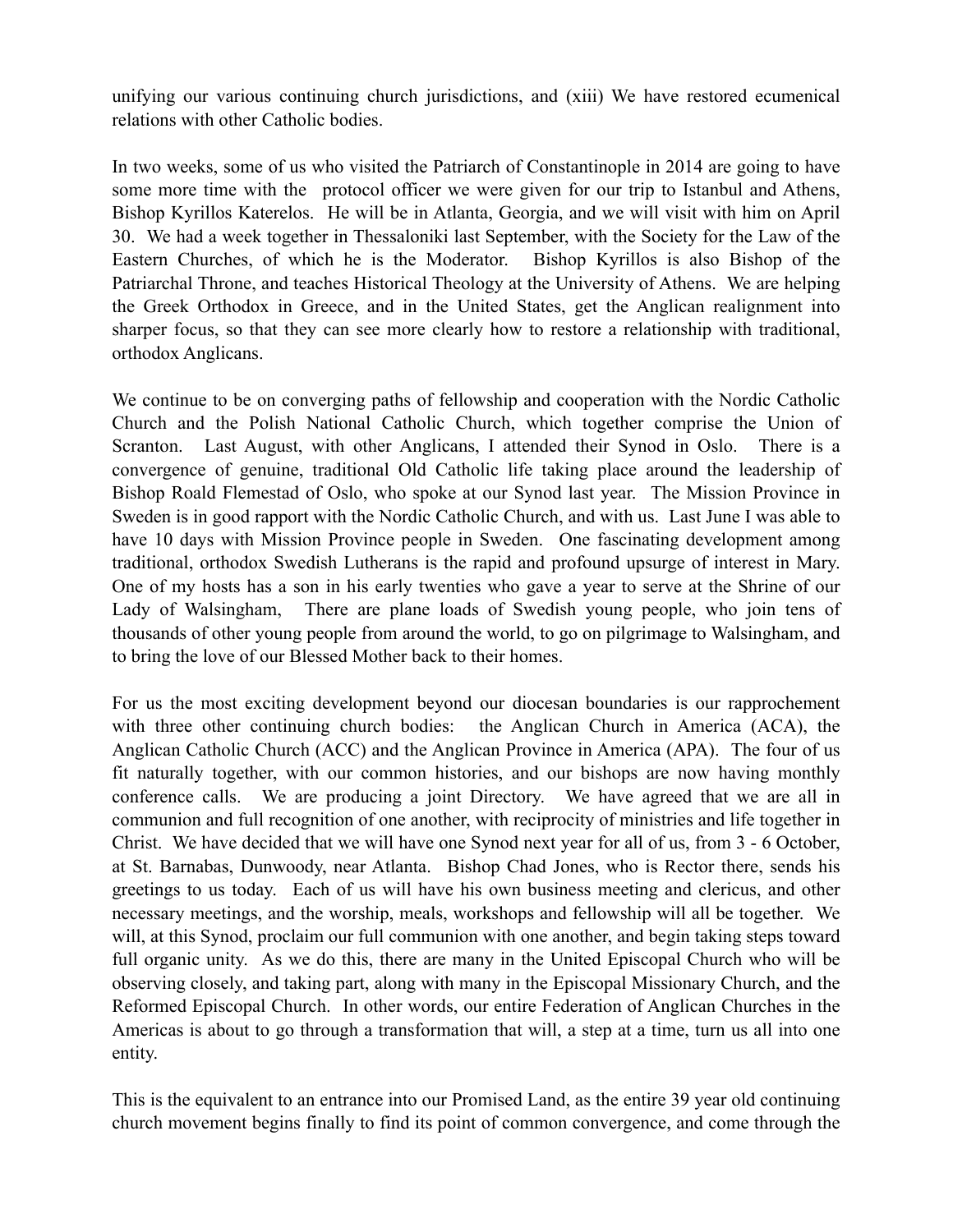unifying our various continuing church jurisdictions, and (xiii) We have restored ecumenical relations with other Catholic bodies.

In two weeks, some of us who visited the Patriarch of Constantinople in 2014 are going to have some more time with the protocol officer we were given for our trip to Istanbul and Athens, Bishop Kyrillos Katerelos. He will be in Atlanta, Georgia, and we will visit with him on April 30. We had a week together in Thessaloniki last September, with the Society for the Law of the Eastern Churches, of which he is the Moderator. Bishop Kyrillos is also Bishop of the Patriarchal Throne, and teaches Historical Theology at the University of Athens. We are helping the Greek Orthodox in Greece, and in the United States, get the Anglican realignment into sharper focus, so that they can see more clearly how to restore a relationship with traditional, orthodox Anglicans.

We continue to be on converging paths of fellowship and cooperation with the Nordic Catholic Church and the Polish National Catholic Church, which together comprise the Union of Scranton. Last August, with other Anglicans, I attended their Synod in Oslo. There is a convergence of genuine, traditional Old Catholic life taking place around the leadership of Bishop Roald Flemestad of Oslo, who spoke at our Synod last year. The Mission Province in Sweden is in good rapport with the Nordic Catholic Church, and with us. Last June I was able to have 10 days with Mission Province people in Sweden. One fascinating development among traditional, orthodox Swedish Lutherans is the rapid and profound upsurge of interest in Mary. One of my hosts has a son in his early twenties who gave a year to serve at the Shrine of our Lady of Walsingham, There are plane loads of Swedish young people, who join tens of thousands of other young people from around the world, to go on pilgrimage to Walsingham, and to bring the love of our Blessed Mother back to their homes.

For us the most exciting development beyond our diocesan boundaries is our rapprochement with three other continuing church bodies: the Anglican Church in America (ACA), the Anglican Catholic Church (ACC) and the Anglican Province in America (APA). The four of us fit naturally together, with our common histories, and our bishops are now having monthly conference calls. We are producing a joint Directory. We have agreed that we are all in communion and full recognition of one another, with reciprocity of ministries and life together in Christ. We have decided that we will have one Synod next year for all of us, from 3 - 6 October, at St. Barnabas, Dunwoody, near Atlanta. Bishop Chad Jones, who is Rector there, sends his greetings to us today. Each of us will have his own business meeting and clericus, and other necessary meetings, and the worship, meals, workshops and fellowship will all be together. We will, at this Synod, proclaim our full communion with one another, and begin taking steps toward full organic unity. As we do this, there are many in the United Episcopal Church who will be observing closely, and taking part, along with many in the Episcopal Missionary Church, and the Reformed Episcopal Church. In other words, our entire Federation of Anglican Churches in the Americas is about to go through a transformation that will, a step at a time, turn us all into one entity.

This is the equivalent to an entrance into our Promised Land, as the entire 39 year old continuing church movement begins finally to find its point of common convergence, and come through the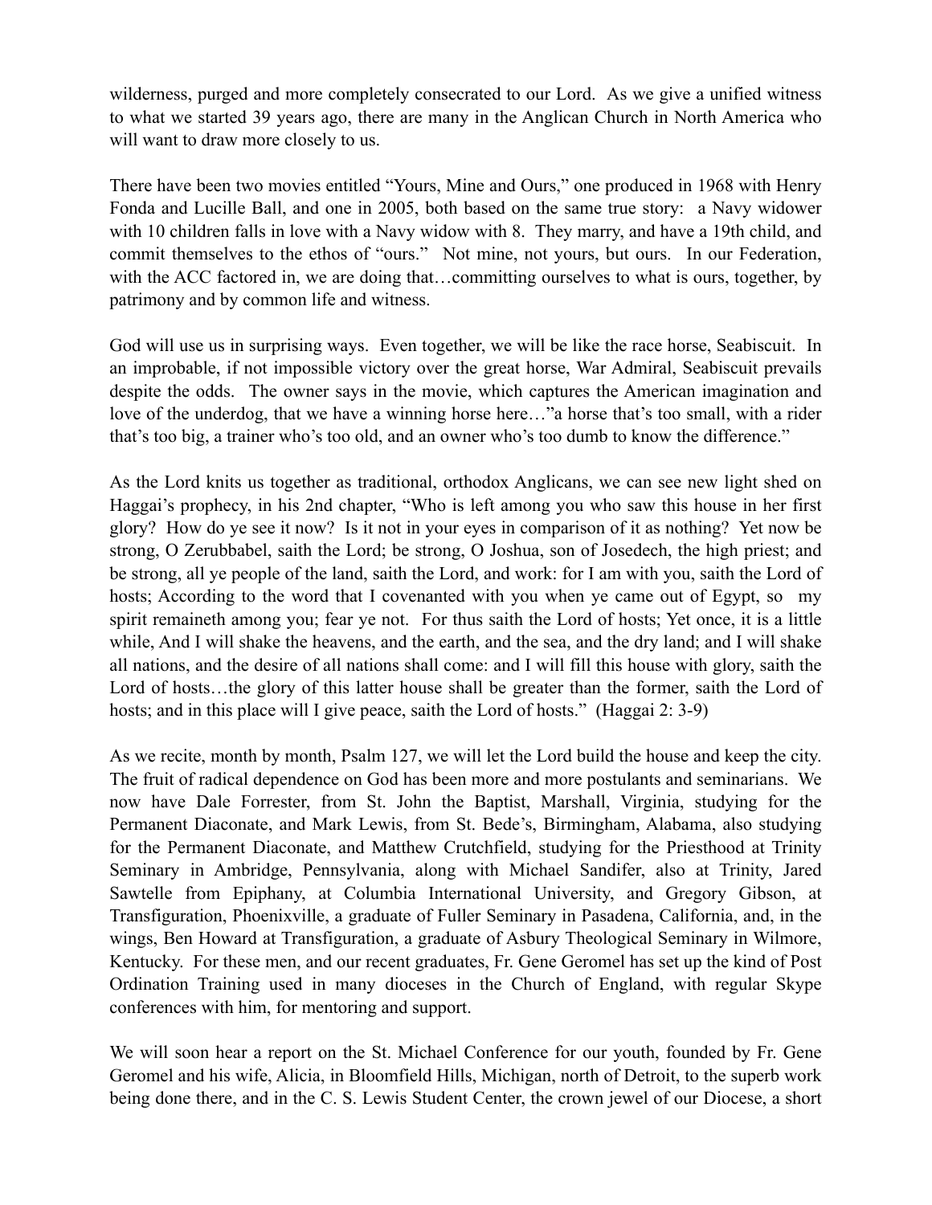wilderness, purged and more completely consecrated to our Lord. As we give a unified witness to what we started 39 years ago, there are many in the Anglican Church in North America who will want to draw more closely to us.

There have been two movies entitled "Yours, Mine and Ours," one produced in 1968 with Henry Fonda and Lucille Ball, and one in 2005, both based on the same true story: a Navy widower with 10 children falls in love with a Navy widow with 8. They marry, and have a 19th child, and commit themselves to the ethos of "ours." Not mine, not yours, but ours. In our Federation, with the ACC factored in, we are doing that…committing ourselves to what is ours, together, by patrimony and by common life and witness.

God will use us in surprising ways. Even together, we will be like the race horse, Seabiscuit. In an improbable, if not impossible victory over the great horse, War Admiral, Seabiscuit prevails despite the odds. The owner says in the movie, which captures the American imagination and love of the underdog, that we have a winning horse here…"a horse that's too small, with a rider that's too big, a trainer who's too old, and an owner who's too dumb to know the difference."

As the Lord knits us together as traditional, orthodox Anglicans, we can see new light shed on Haggai's prophecy, in his 2nd chapter, "Who is left among you who saw this house in her first glory? How do ye see it now? Is it not in your eyes in comparison of it as nothing? Yet now be strong, O Zerubbabel, saith the Lord; be strong, O Joshua, son of Josedech, the high priest; and be strong, all ye people of the land, saith the Lord, and work: for I am with you, saith the Lord of hosts; According to the word that I covenanted with you when ye came out of Egypt, so my spirit remaineth among you; fear ye not. For thus saith the Lord of hosts; Yet once, it is a little while, And I will shake the heavens, and the earth, and the sea, and the dry land; and I will shake all nations, and the desire of all nations shall come: and I will fill this house with glory, saith the Lord of hosts…the glory of this latter house shall be greater than the former, saith the Lord of hosts; and in this place will I give peace, saith the Lord of hosts." (Haggai 2: 3-9)

As we recite, month by month, Psalm 127, we will let the Lord build the house and keep the city. The fruit of radical dependence on God has been more and more postulants and seminarians. We now have Dale Forrester, from St. John the Baptist, Marshall, Virginia, studying for the Permanent Diaconate, and Mark Lewis, from St. Bede's, Birmingham, Alabama, also studying for the Permanent Diaconate, and Matthew Crutchfield, studying for the Priesthood at Trinity Seminary in Ambridge, Pennsylvania, along with Michael Sandifer, also at Trinity, Jared Sawtelle from Epiphany, at Columbia International University, and Gregory Gibson, at Transfiguration, Phoenixville, a graduate of Fuller Seminary in Pasadena, California, and, in the wings, Ben Howard at Transfiguration, a graduate of Asbury Theological Seminary in Wilmore, Kentucky. For these men, and our recent graduates, Fr. Gene Geromel has set up the kind of Post Ordination Training used in many dioceses in the Church of England, with regular Skype conferences with him, for mentoring and support.

We will soon hear a report on the St. Michael Conference for our youth, founded by Fr. Gene Geromel and his wife, Alicia, in Bloomfield Hills, Michigan, north of Detroit, to the superb work being done there, and in the C. S. Lewis Student Center, the crown jewel of our Diocese, a short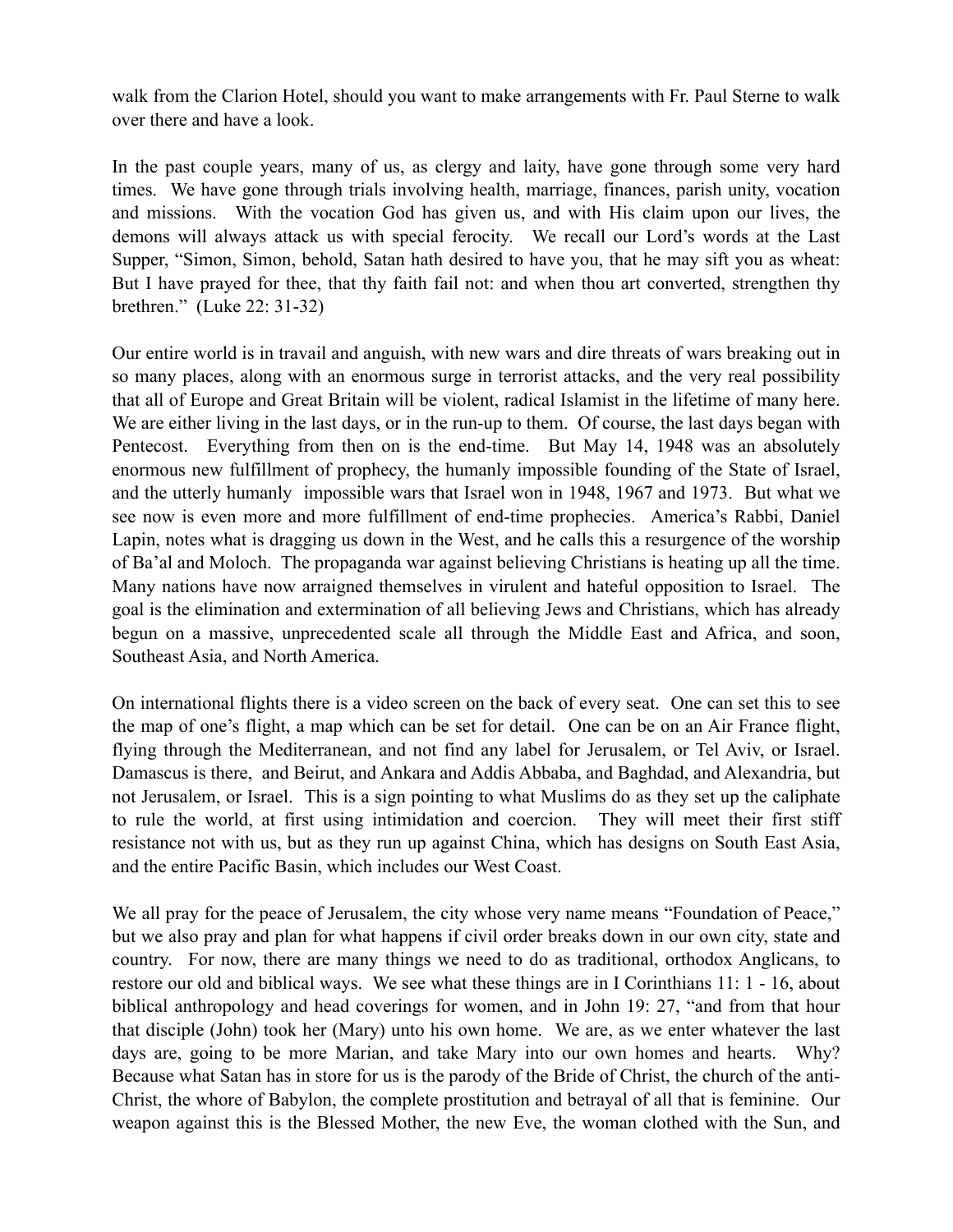walk from the Clarion Hotel, should you want to make arrangements with Fr. Paul Sterne to walk over there and have a look.

In the past couple years, many of us, as clergy and laity, have gone through some very hard times. We have gone through trials involving health, marriage, finances, parish unity, vocation and missions. With the vocation God has given us, and with His claim upon our lives, the demons will always attack us with special ferocity. We recall our Lord's words at the Last Supper, "Simon, Simon, behold, Satan hath desired to have you, that he may sift you as wheat: But I have prayed for thee, that thy faith fail not: and when thou art converted, strengthen thy brethren." (Luke 22: 31-32)

Our entire world is in travail and anguish, with new wars and dire threats of wars breaking out in so many places, along with an enormous surge in terrorist attacks, and the very real possibility that all of Europe and Great Britain will be violent, radical Islamist in the lifetime of many here. We are either living in the last days, or in the run-up to them. Of course, the last days began with Pentecost. Everything from then on is the end-time. But May 14, 1948 was an absolutely enormous new fulfillment of prophecy, the humanly impossible founding of the State of Israel, and the utterly humanly impossible wars that Israel won in 1948, 1967 and 1973. But what we see now is even more and more fulfillment of end-time prophecies. America's Rabbi, Daniel Lapin, notes what is dragging us down in the West, and he calls this a resurgence of the worship of Ba'al and Moloch. The propaganda war against believing Christians is heating up all the time. Many nations have now arraigned themselves in virulent and hateful opposition to Israel. The goal is the elimination and extermination of all believing Jews and Christians, which has already begun on a massive, unprecedented scale all through the Middle East and Africa, and soon, Southeast Asia, and North America.

On international flights there is a video screen on the back of every seat. One can set this to see the map of one's flight, a map which can be set for detail. One can be on an Air France flight, flying through the Mediterranean, and not find any label for Jerusalem, or Tel Aviv, or Israel. Damascus is there, and Beirut, and Ankara and Addis Abbaba, and Baghdad, and Alexandria, but not Jerusalem, or Israel. This is a sign pointing to what Muslims do as they set up the caliphate to rule the world, at first using intimidation and coercion. They will meet their first stiff resistance not with us, but as they run up against China, which has designs on South East Asia, and the entire Pacific Basin, which includes our West Coast.

We all pray for the peace of Jerusalem, the city whose very name means "Foundation of Peace," but we also pray and plan for what happens if civil order breaks down in our own city, state and country. For now, there are many things we need to do as traditional, orthodox Anglicans, to restore our old and biblical ways. We see what these things are in I Corinthians 11: 1 - 16, about biblical anthropology and head coverings for women, and in John 19: 27, "and from that hour that disciple (John) took her (Mary) unto his own home. We are, as we enter whatever the last days are, going to be more Marian, and take Mary into our own homes and hearts. Why? Because what Satan has in store for us is the parody of the Bride of Christ, the church of the anti-Christ, the whore of Babylon, the complete prostitution and betrayal of all that is feminine. Our weapon against this is the Blessed Mother, the new Eve, the woman clothed with the Sun, and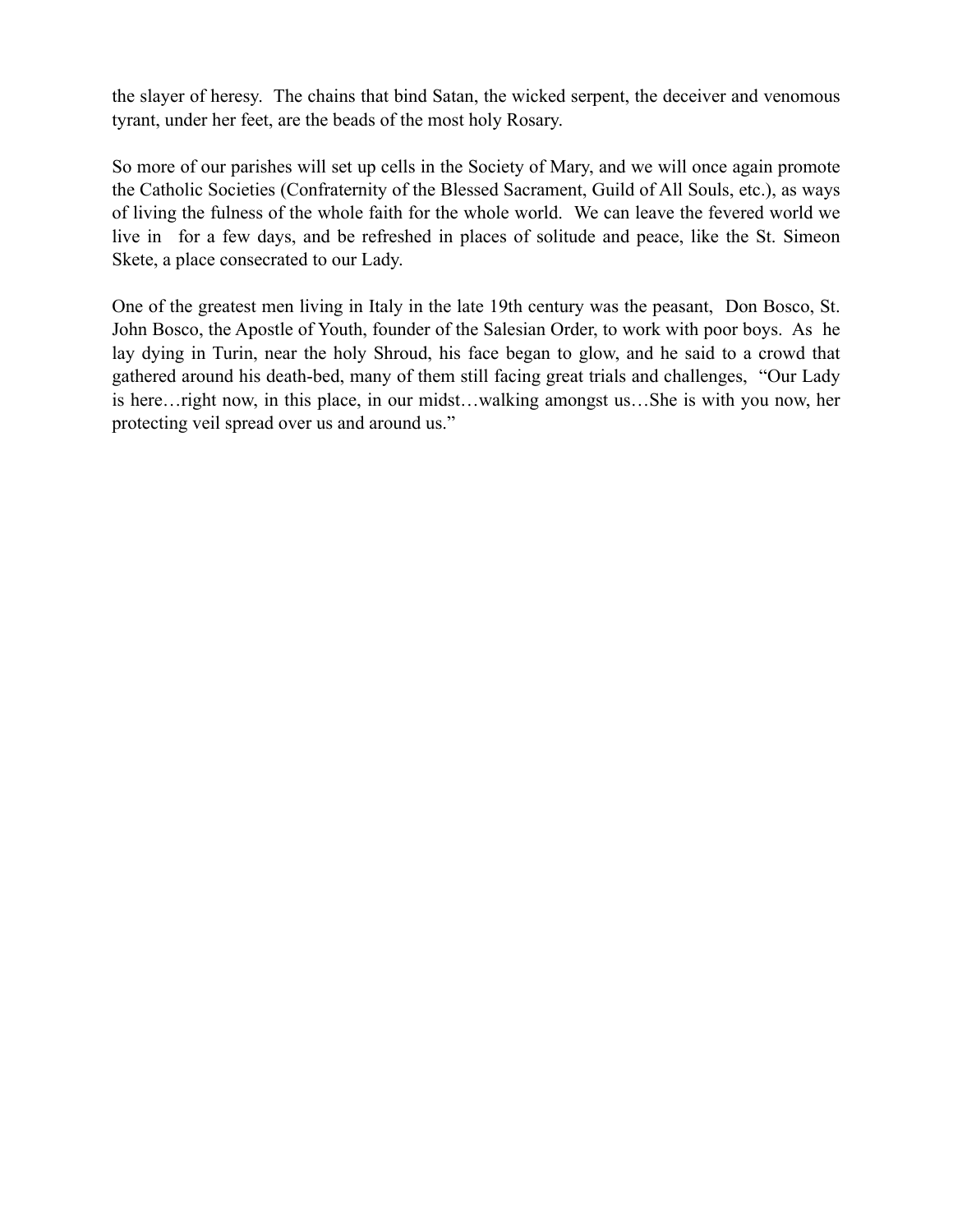the slayer of heresy. The chains that bind Satan, the wicked serpent, the deceiver and venomous tyrant, under her feet, are the beads of the most holy Rosary.

So more of our parishes will set up cells in the Society of Mary, and we will once again promote the Catholic Societies (Confraternity of the Blessed Sacrament, Guild of All Souls, etc.), as ways of living the fulness of the whole faith for the whole world. We can leave the fevered world we live in for a few days, and be refreshed in places of solitude and peace, like the St. Simeon Skete, a place consecrated to our Lady.

One of the greatest men living in Italy in the late 19th century was the peasant, Don Bosco, St. John Bosco, the Apostle of Youth, founder of the Salesian Order, to work with poor boys. As he lay dying in Turin, near the holy Shroud, his face began to glow, and he said to a crowd that gathered around his death-bed, many of them still facing great trials and challenges, "Our Lady is here…right now, in this place, in our midst…walking amongst us…She is with you now, her protecting veil spread over us and around us."